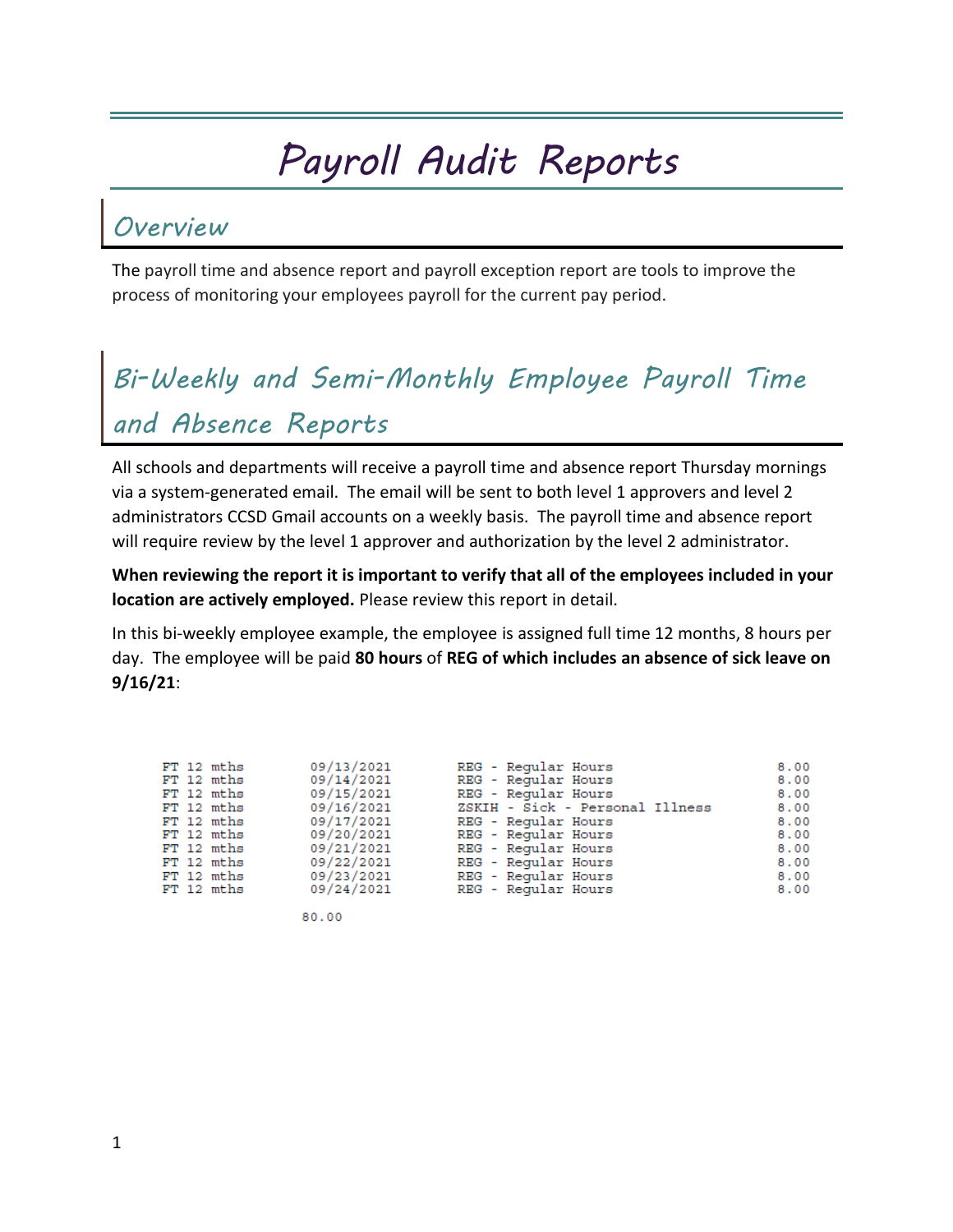# Payroll Audit Reports

## Overview

The payroll time and absence report and payroll exception report are tools to improve the process of monitoring your employees payroll for the current pay period.

## Bi-Weekly and Semi-Monthly Employee Payroll Time and Absence Reports

All schools and departments will receive a payroll time and absence report Thursday mornings via a system-generated email. The email will be sent to both level 1 approvers and level 2 administrators CCSD Gmail accounts on a weekly basis. The payroll time and absence report will require review by the level 1 approver and authorization by the level 2 administrator.

**When reviewing the report it is important to verify that all of the employees included in your location are actively employed.** Please review this report in detail.

In this bi-weekly employee example, the employee is assigned full time 12 months, 8 hours per day. The employee will be paid **80 hours** of **REG of which includes an absence of sick leave on 9/16/21**:

| | | | |
|---|---|---|---|
| FT 12 mths | 09/13/2021 | REG - Regular Hours | 8.00 |
| FT 12 mths | 09/14/2021 | REG - Regular Hours | 8.00 |
| FT 12 mths | 09/15/2021 | REG - Regular Hours | 8.00 |
| FT 12 mths | 09/16/2021 | ZSKIH - Sick - Personal Illness | 8.00 |
| FT 12 mths | 09/17/2021 | REG - Regular Hours | 8.00 |
| FT 12 mths | 09/20/2021 | REG - Regular Hours | 8.00 |
| FT 12 mths | 09/21/2021 | REG - Regular Hours | 8.00 |
| FT 12 mths | 09/22/2021 | REG - Regular Hours | 8.00 |
| FT 12 mths | 09/23/2021 | REG - Regular Hours | 8.00 |
| FT 12 mths | 09/24/2021 | REG - Regular Hours | 8.00 |
| | 80.00 | | |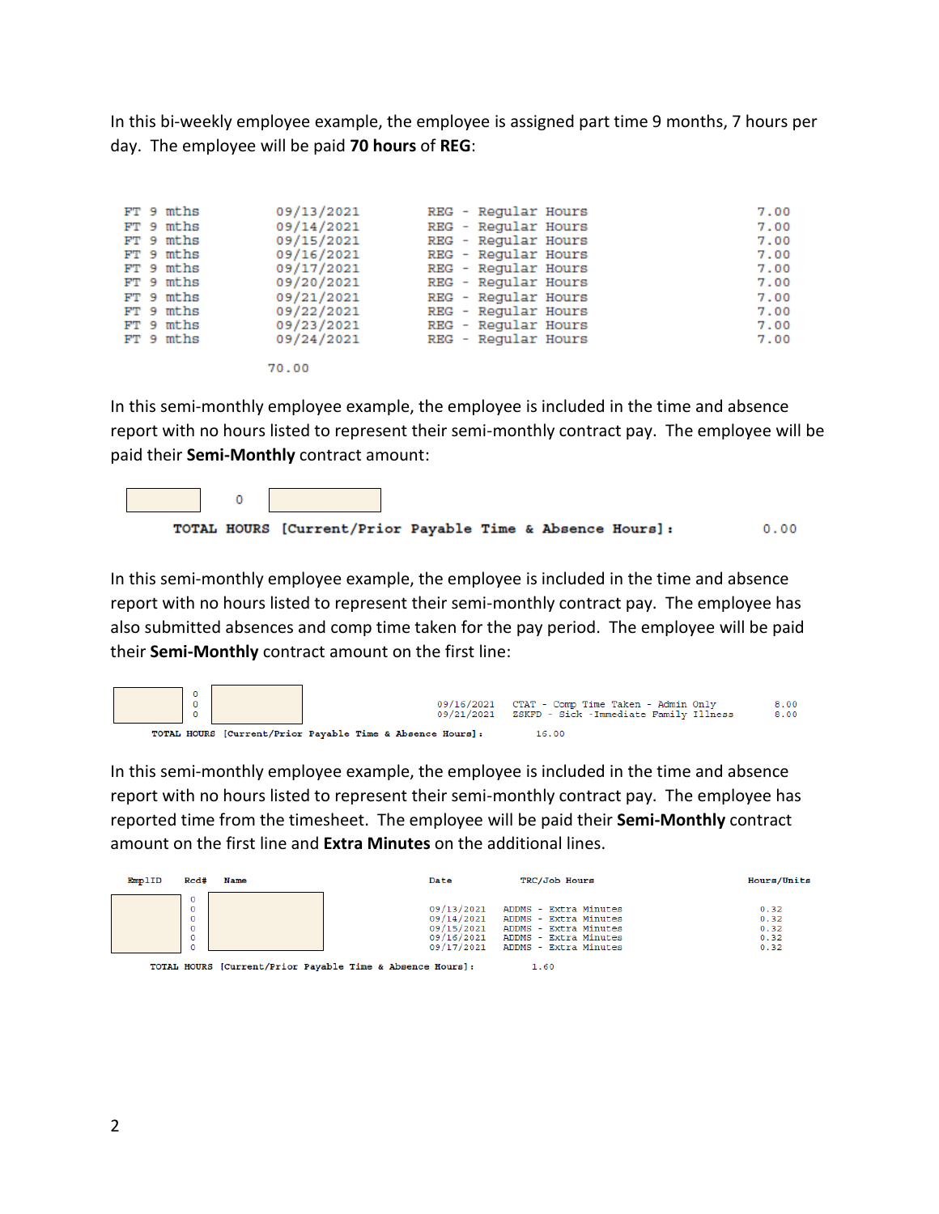In this bi-weekly employee example, the employee is assigned part time 9 months, 7 hours per day. The employee will be paid **70 hours** of **REG**:

```
FT 9 mths        09/13/2021        REG - Regular Hours        7.00
FT 9 mths        09/14/2021        REG - Regular Hours        7.00
FT 9 mths        09/15/2021        REG - Regular Hours        7.00
FT 9 mths        09/16/2021        REG - Regular Hours        7.00
FT 9 mths        09/17/2021        REG - Regular Hours        7.00
FT 9 mths        09/20/2021        REG - Regular Hours        7.00
FT 9 mths        09/21/2021        REG - Regular Hours        7.00
FT 9 mths        09/22/2021        REG - Regular Hours        7.00
FT 9 mths        09/23/2021        REG - Regular Hours        7.00
FT 9 mths        09/24/2021        REG - Regular Hours        7.00

                70.00
```

In this semi-monthly employee example, the employee is included in the time and absence report with no hours listed to represent their semi-monthly contract pay. The employee will be paid their **Semi-Monthly** contract amount:

```
            0
    TOTAL HOURS [Current/Prior Payable Time & Absence Hours]:        0.00
```

In this semi-monthly employee example, the employee is included in the time and absence report with no hours listed to represent their semi-monthly contract pay. The employee has also submitted absences and comp time taken for the pay period. The employee will be paid their **Semi-Monthly** contract amount on the first line:

```
            0
            0        09/16/2021   CTAT - Comp Time Taken - Admin Only          8.00
            0        09/21/2021   ZSKFD - Sick -Immediate Family Illness       8.00
    TOTAL HOURS [Current/Prior Payable Time & Absence Hours]:    16.00
```

In this semi-monthly employee example, the employee is included in the time and absence report with no hours listed to represent their semi-monthly contract pay. The employee has reported time from the timesheet. The employee will be paid their **Semi-Monthly** contract amount on the first line and **Extra Minutes** on the additional lines.

```
EmplID   Rcd#   Name        Date          TRC/Job Hours                Hours/Units
         0
         0                  09/13/2021    ADDMS - Extra Minutes        0.32
         0                  09/14/2021    ADDMS - Extra Minutes        0.32
         0                  09/15/2021    ADDMS - Extra Minutes        0.32
         0                  09/16/2021    ADDMS - Extra Minutes        0.32
         0                  09/17/2021    ADDMS - Extra Minutes        0.32
    TOTAL HOURS [Current/Prior Payable Time & Absence Hours]:    1.60
```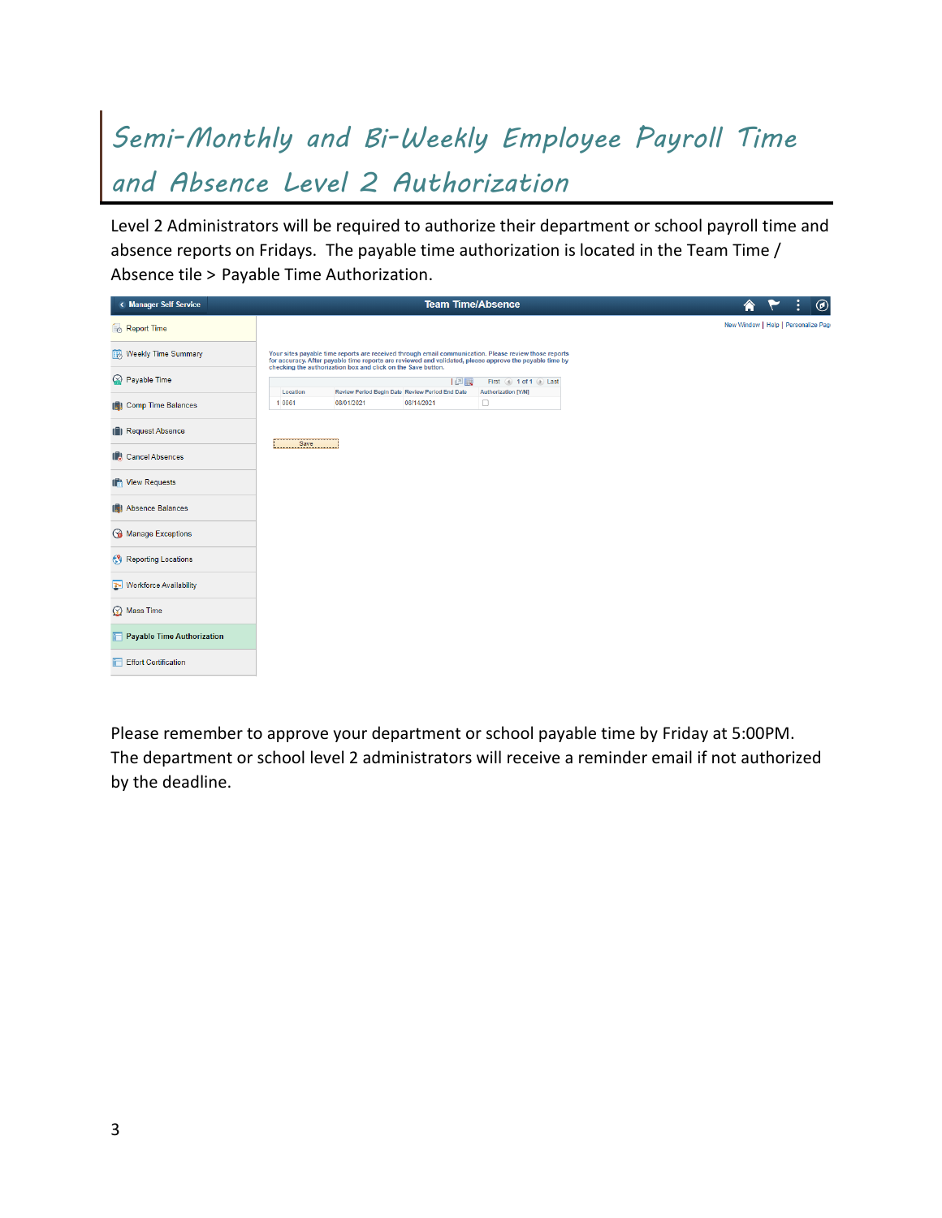# Semi-Monthly and Bi-Weekly Employee Payroll Time and Absence Level 2 Authorization

Level 2 Administrators will be required to authorize their department or school payroll time and absence reports on Fridays. The payable time authorization is located in the Team Time / Absence tile > Payable Time Authorization.

Please remember to approve your department or school payable time by Friday at 5:00PM. The department or school level 2 administrators will receive a reminder email if not authorized by the deadline.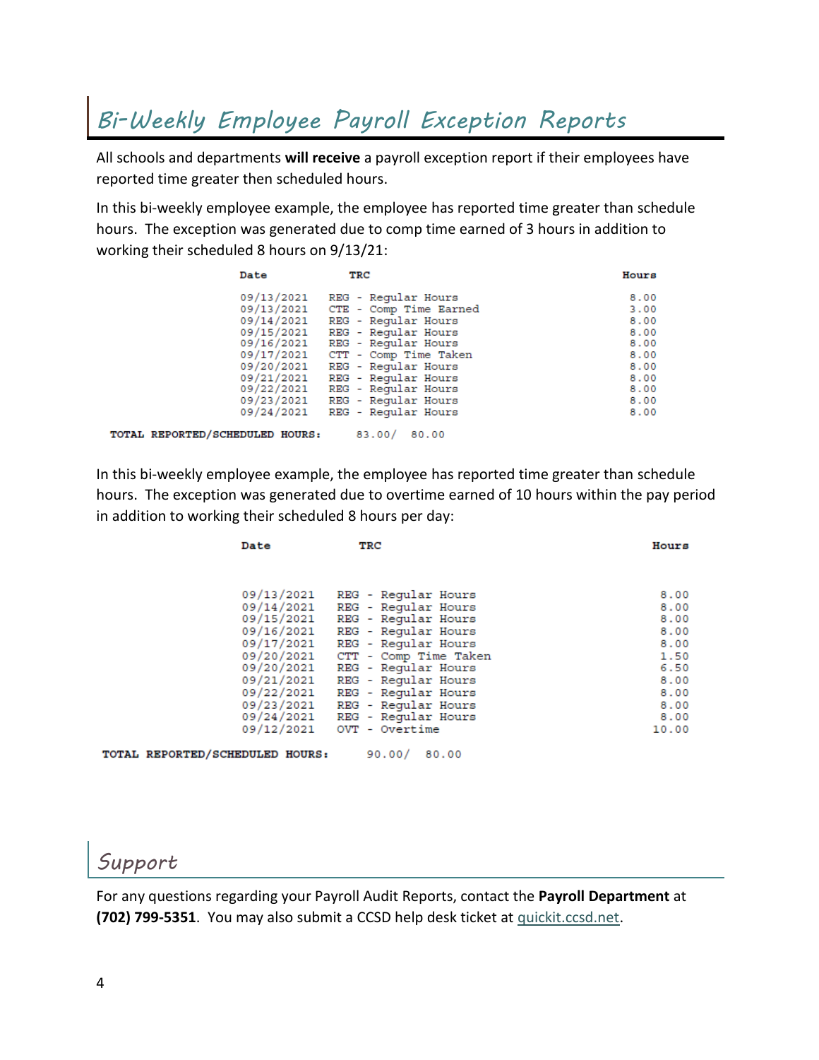## Bi-Weekly Employee Payroll Exception Reports

All schools and departments **will receive** a payroll exception report if their employees have reported time greater then scheduled hours.

In this bi-weekly employee example, the employee has reported time greater than schedule hours. The exception was generated due to comp time earned of 3 hours in addition to working their scheduled 8 hours on 9/13/21:

| Date | TRC | Hours |
|---|---|---|
| 09/13/2021 | REG - Regular Hours | 8.00 |
| 09/13/2021 | CTE - Comp Time Earned | 3.00 |
| 09/14/2021 | REG - Regular Hours | 8.00 |
| 09/15/2021 | REG - Regular Hours | 8.00 |
| 09/16/2021 | REG - Regular Hours | 8.00 |
| 09/17/2021 | CTT - Comp Time Taken | 8.00 |
| 09/20/2021 | REG - Regular Hours | 8.00 |
| 09/21/2021 | REG - Regular Hours | 8.00 |
| 09/22/2021 | REG - Regular Hours | 8.00 |
| 09/23/2021 | REG - Regular Hours | 8.00 |
| 09/24/2021 | REG - Regular Hours | 8.00 |

**TOTAL REPORTED/SCHEDULED HOURS:** 83.00/ 80.00

In this bi-weekly employee example, the employee has reported time greater than schedule hours. The exception was generated due to overtime earned of 10 hours within the pay period in addition to working their scheduled 8 hours per day:

| Date | TRC | Hours |
|---|---|---|
| 09/13/2021 | REG - Regular Hours | 8.00 |
| 09/14/2021 | REG - Regular Hours | 8.00 |
| 09/15/2021 | REG - Regular Hours | 8.00 |
| 09/16/2021 | REG - Regular Hours | 8.00 |
| 09/17/2021 | REG - Regular Hours | 8.00 |
| 09/20/2021 | CTT - Comp Time Taken | 1.50 |
| 09/20/2021 | REG - Regular Hours | 6.50 |
| 09/21/2021 | REG - Regular Hours | 8.00 |
| 09/22/2021 | REG - Regular Hours | 8.00 |
| 09/23/2021 | REG - Regular Hours | 8.00 |
| 09/24/2021 | REG - Regular Hours | 8.00 |
| 09/12/2021 | OVT - Overtime | 10.00 |

**TOTAL REPORTED/SCHEDULED HOURS:** 90.00/ 80.00

## Support

For any questions regarding your Payroll Audit Reports, contact the **Payroll Department** at **(702) 799-5351**. You may also submit a CCSD help desk ticket at quickit.ccsd.net.